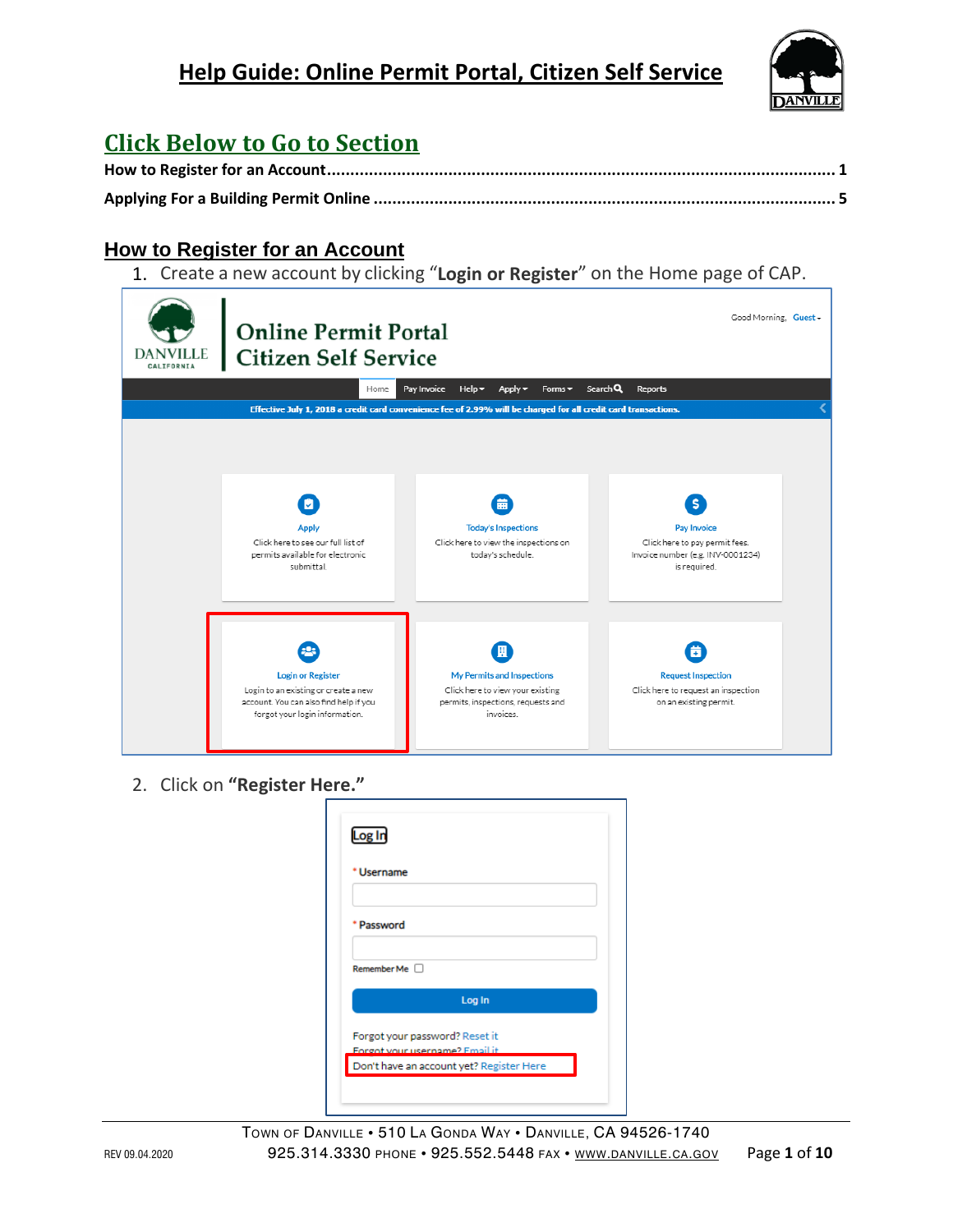# Help Guide: Online Permit Portal, Citizen Self Service

## Click Below to Go to Section

**How to Register for an Account** ........................................................................................................ **1**

**Applying For a Building Permit Online** ............................................................................................... **5**

## How to Register for an Account

1. Create a new account by clicking "**Login or Register**" on the Home page of CAP.

2. Click on **"Register Here."**

TOWN OF DANVILLE • 510 LA GONDA WAY • DANVILLE, CA 94526-1740
925.314.3330 PHONE • 925.552.5448 FAX • WWW.DANVILLE.CA.GOV

REV 09.04.2020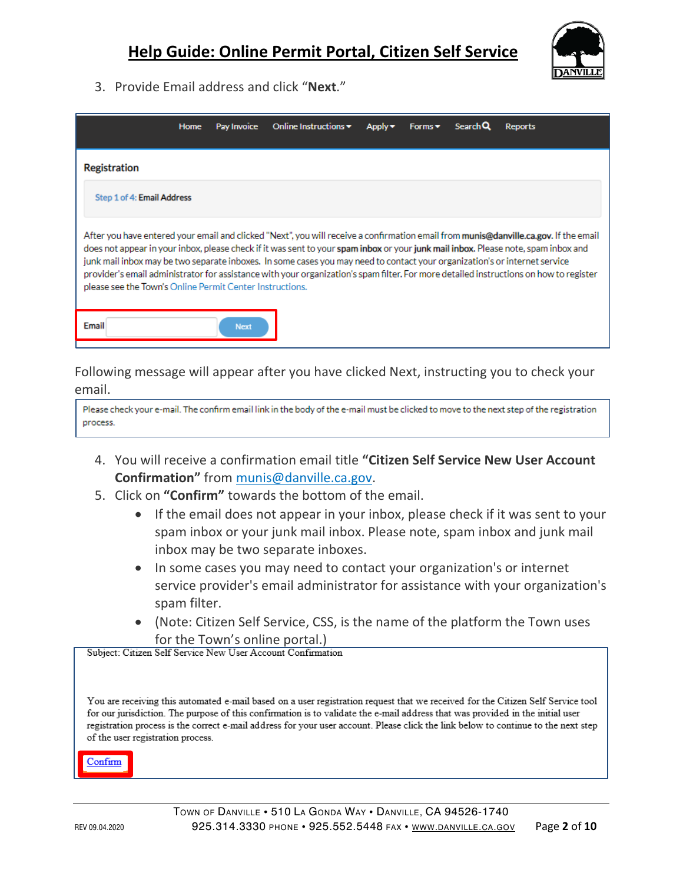3. Provide Email address and click "**Next**."

Home | Pay Invoice | Online Instructions ▾ | Apply ▾ | Forms ▾ | Search | Reports

**Registration**

Step 1 of 4: Email Address

After you have entered your email and clicked "Next", you will receive a confirmation email from **munis@danville.ca.gov.** If the email does not appear in your inbox, please check if it was sent to your **spam inbox** or your **junk mail inbox.** Please note, spam inbox and junk mail inbox may be two separate inboxes. In some cases you may need to contact your organization's or internet service provider's email administrator for assistance with your organization's spam filter. For more detailed instructions on how to register please see the Town's Online Permit Center Instructions.

Email [ ] Next

Following message will appear after you have clicked Next, instructing you to check your email.

Please check your e-mail. The confirm email link in the body of the e-mail must be clicked to move to the next step of the registration process.

4. You will receive a confirmation email title **"Citizen Self Service New User Account Confirmation"** from munis@danville.ca.gov.
5. Click on **"Confirm"** towards the bottom of the email.
   - If the email does not appear in your inbox, please check if it was sent to your spam inbox or your junk mail inbox. Please note, spam inbox and junk mail inbox may be two separate inboxes.
   - In some cases you may need to contact your organization's or internet service provider's email administrator for assistance with your organization's spam filter.
   - (Note: Citizen Self Service, CSS, is the name of the platform the Town uses for the Town's online portal.)

Subject: Citizen Self Service New User Account Confirmation

You are receiving this automated e-mail based on a user registration request that we received for the Citizen Self Service tool for our jurisdiction. The purpose of this confirmation is to validate the e-mail address that was provided in the initial user registration process is the correct e-mail address for your user account. Please click the link below to continue to the next step of the user registration process.

Confirm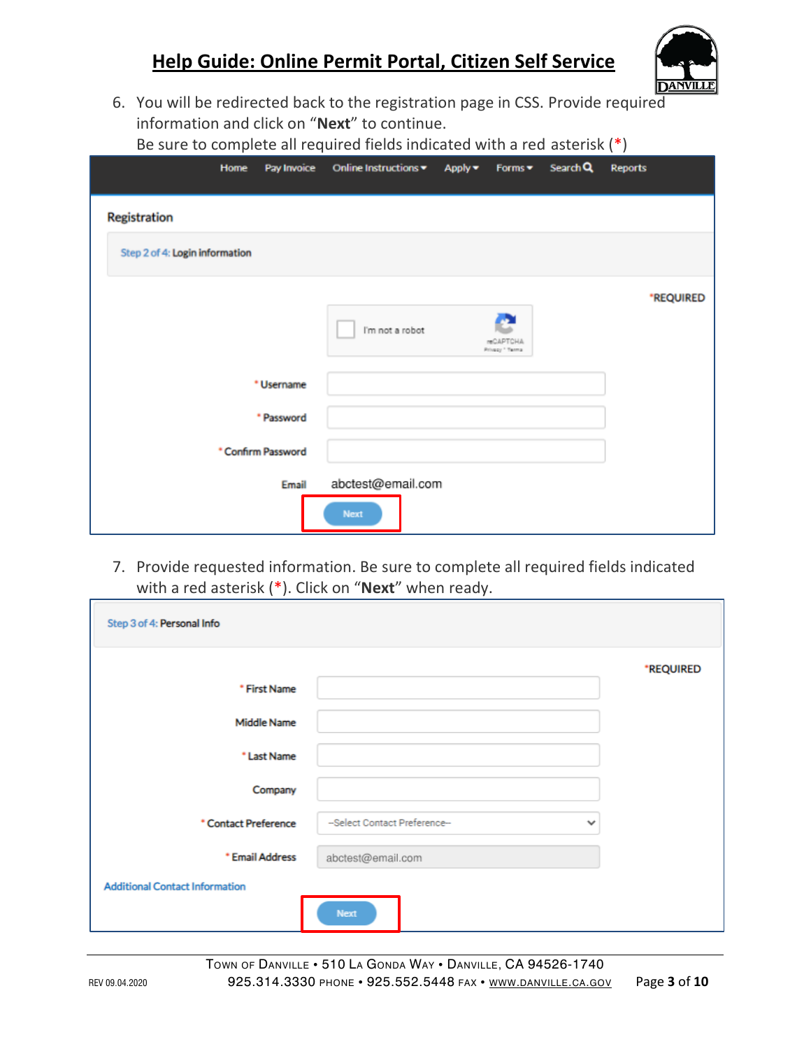6. You will be redirected back to the registration page in CSS. Provide required information and click on "**Next**" to continue.
   Be sure to complete all required fields indicated with a red asterisk (*)

Home | Pay Invoice | Online Instructions | Apply | Forms | Search | Reports

**Registration**

Step 2 of 4: Login information

*REQUIRED

I'm not a robot

* Username

* Password

* Confirm Password

Email abctest@email.com

Next

7. Provide requested information. Be sure to complete all required fields indicated with a red asterisk (*). Click on "**Next**" when ready.

Step 3 of 4: Personal Info

*REQUIRED

* First Name

Middle Name

* Last Name

Company

* Contact Preference --Select Contact Preference--

* Email Address abctest@email.com

Additional Contact Information

Next

Town of Danville • 510 La Gonda Way • Danville, CA 94526-1740
925.314.3330 phone • 925.552.5448 fax • www.danville.ca.gov

REV 09.04.2020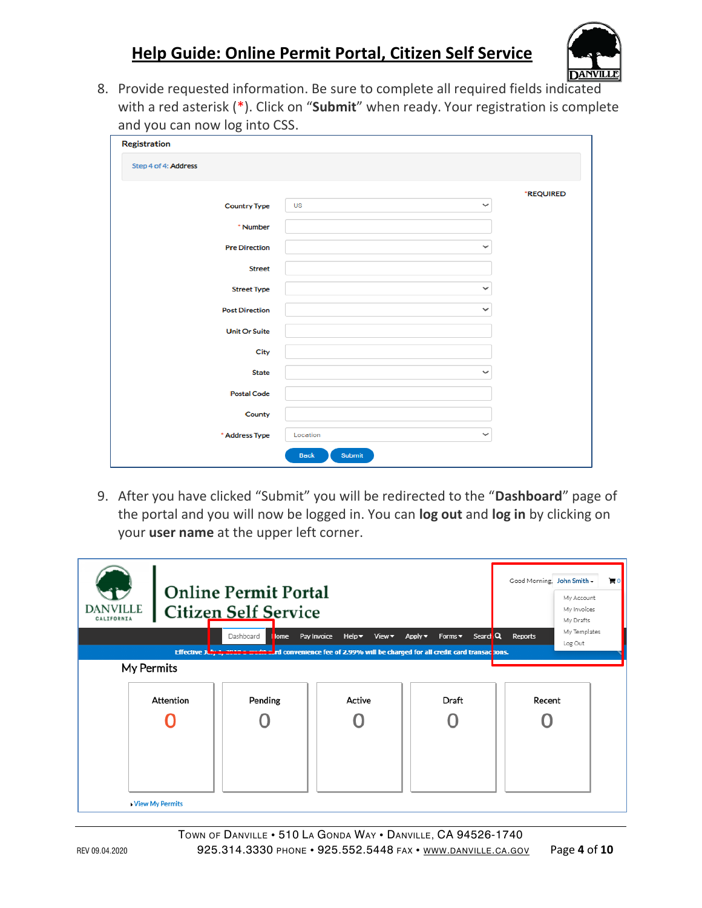8. Provide requested information. Be sure to complete all required fields indicated with a red asterisk (*). Click on "**Submit**" when ready. Your registration is complete and you can now log into CSS.

9. After you have clicked "Submit" you will be redirected to the "**Dashboard**" page of the portal and you will now be logged in. You can **log out** and **log in** by clicking on your **user name** at the upper left corner.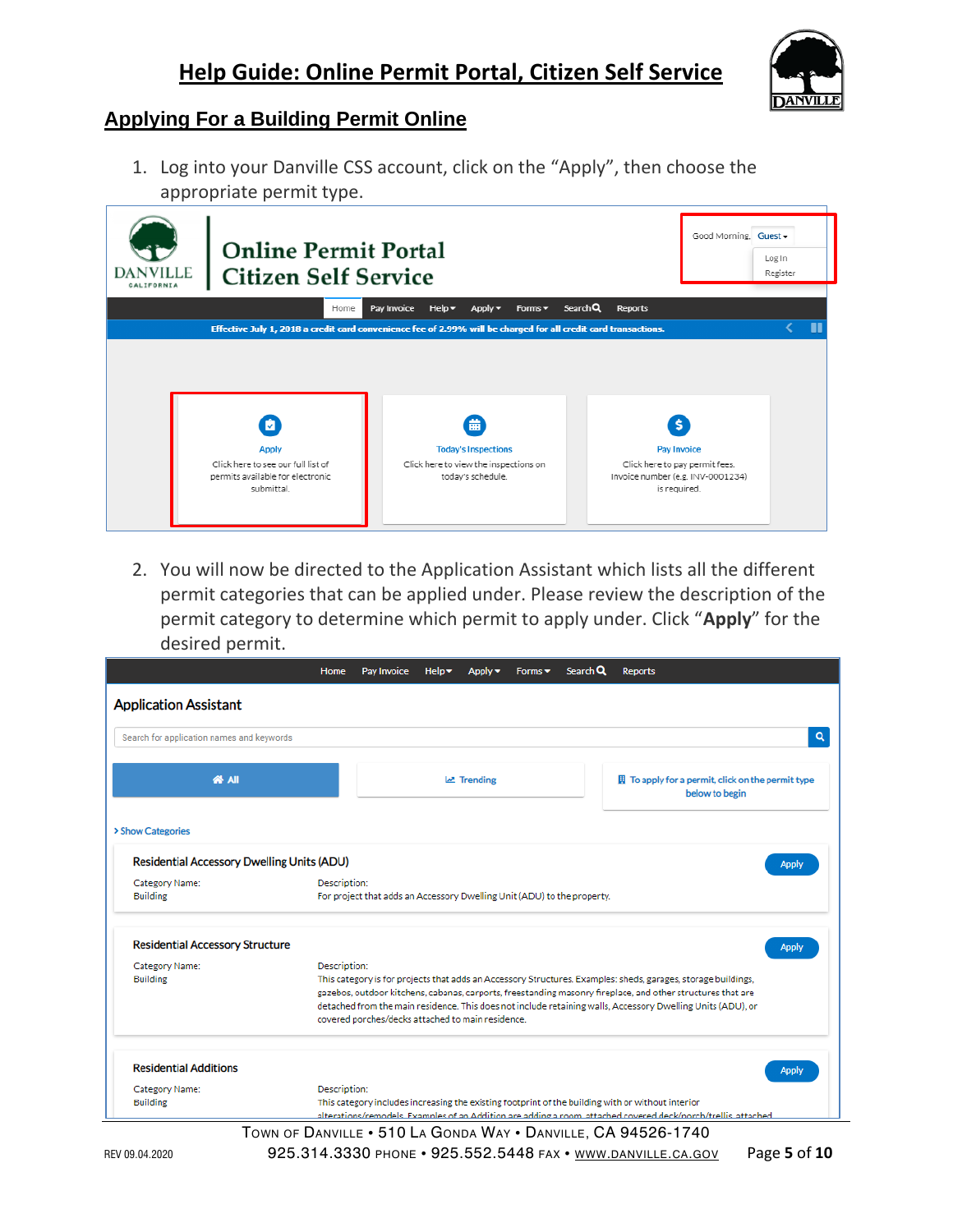# Help Guide: Online Permit Portal, Citizen Self Service

## Applying For a Building Permit Online

1. Log into your Danville CSS account, click on the "Apply", then choose the appropriate permit type.

2. You will now be directed to the Application Assistant which lists all the different permit categories that can be applied under. Please review the description of the permit category to determine which permit to apply under. Click "**Apply**" for the desired permit.

REV 09.04.2020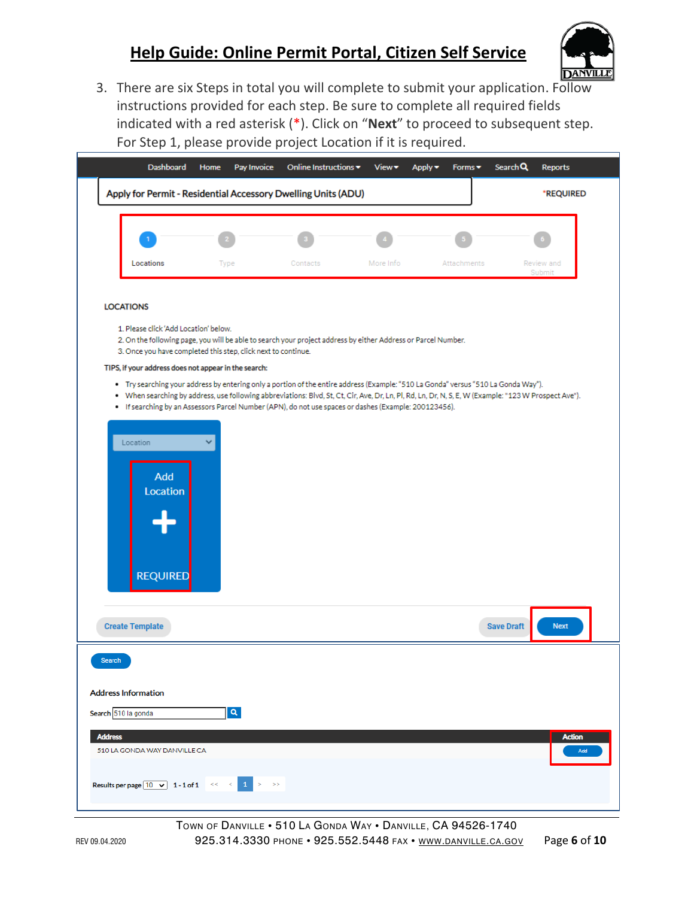3. There are six Steps in total you will complete to submit your application. Follow instructions provided for each step. Be sure to complete all required fields indicated with a red asterisk (*). Click on "**Next**" to proceed to subsequent step. For Step 1, please provide project Location if it is required.

Dashboard Home Pay Invoice Online Instructions View Apply Forms Search Reports

Apply for Permit - Residential Accessory Dwelling Units (ADU) *REQUIRED

1 Locations 2 Type 3 Contacts 4 More Info 5 Attachments 6 Review and Submit

LOCATIONS

1. Please click 'Add Location' below.
2. On the following page, you will be able to search your project address by either Address or Parcel Number.
3. Once you have completed this step, click next to continue.

TIPS, if your address does not appear in the search:

- Try searching your address by entering only a portion of the entire address (Example: "510 La Gonda" versus "510 La Gonda Way").
- When searching by address, use following abbreviations: Blvd, St, Ct, Cir, Ave, Dr, Ln, Pl, Rd, Ln, Dr, N, S, E, W (Example: "123 W Prospect Ave").
- If searching by an Assessors Parcel Number (APN), do not use spaces or dashes (Example: 200123456).

Location

Add Location +

REQUIRED

Create Template Save Draft Next

Search

Address Information

Search 510 la gonda

| Address | Action |
|---|---|
| 510 LA GONDA WAY DANVILLE CA | Add |

Results per page 10 1 - 1 of 1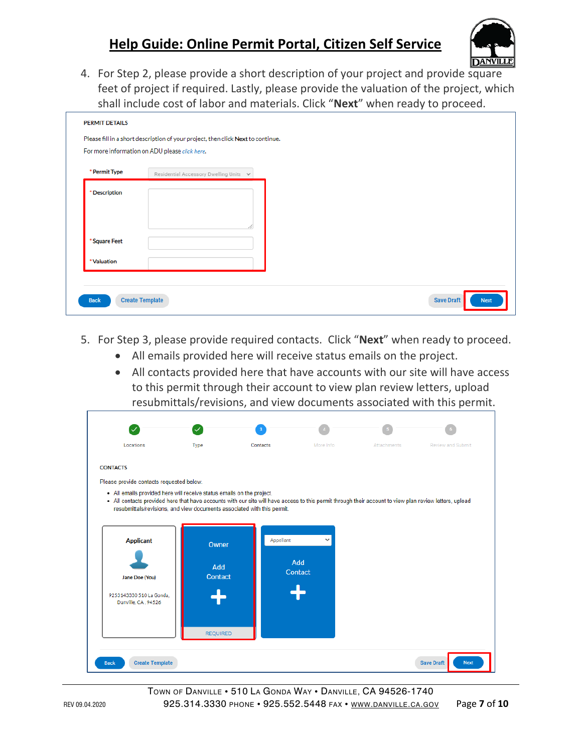4. For Step 2, please provide a short description of your project and provide square feet of project if required. Lastly, please provide the valuation of the project, which shall include cost of labor and materials. Click "**Next**" when ready to proceed.

PERMIT DETAILS

Please fill in a short description of your project, then click **Next** to continue.

For more information on ADU please *click here*.

- *Permit Type: Residential Accessory Dwelling Units
- *Description
- *Square Feet
- *Valuation

Back | Create Template | Save Draft | Next

5. For Step 3, please provide required contacts. Click "**Next**" when ready to proceed.
   - All emails provided here will receive status emails on the project.
   - All contacts provided here that have accounts with our site will have access to this permit through their account to view plan review letters, upload resubmittals/revisions, and view documents associated with this permit.

Locations | Type | Contacts | More Info | Attachments | Review and Submit

CONTACTS

Please provide contacts requested below.

- All emails provided here will receive status emails on the project.
- All contacts provided here that have accounts with our site will have access to this permit through their account to view plan review letters, upload resubmittals/revisions, and view documents associated with this permit.

Applicant: Jane Doe (You), 9253143330 510 La Gonda, Danville, CA, 94526

Owner: Add Contact — REQUIRED

Appellant: Add Contact

Back | Create Template | Save Draft | Next

TOWN OF DANVILLE • 510 LA GONDA WAY • DANVILLE, CA 94526-1740
925.314.3330 PHONE • 925.552.5448 FAX • WWW.DANVILLE.CA.GOV

REV 09.04.2020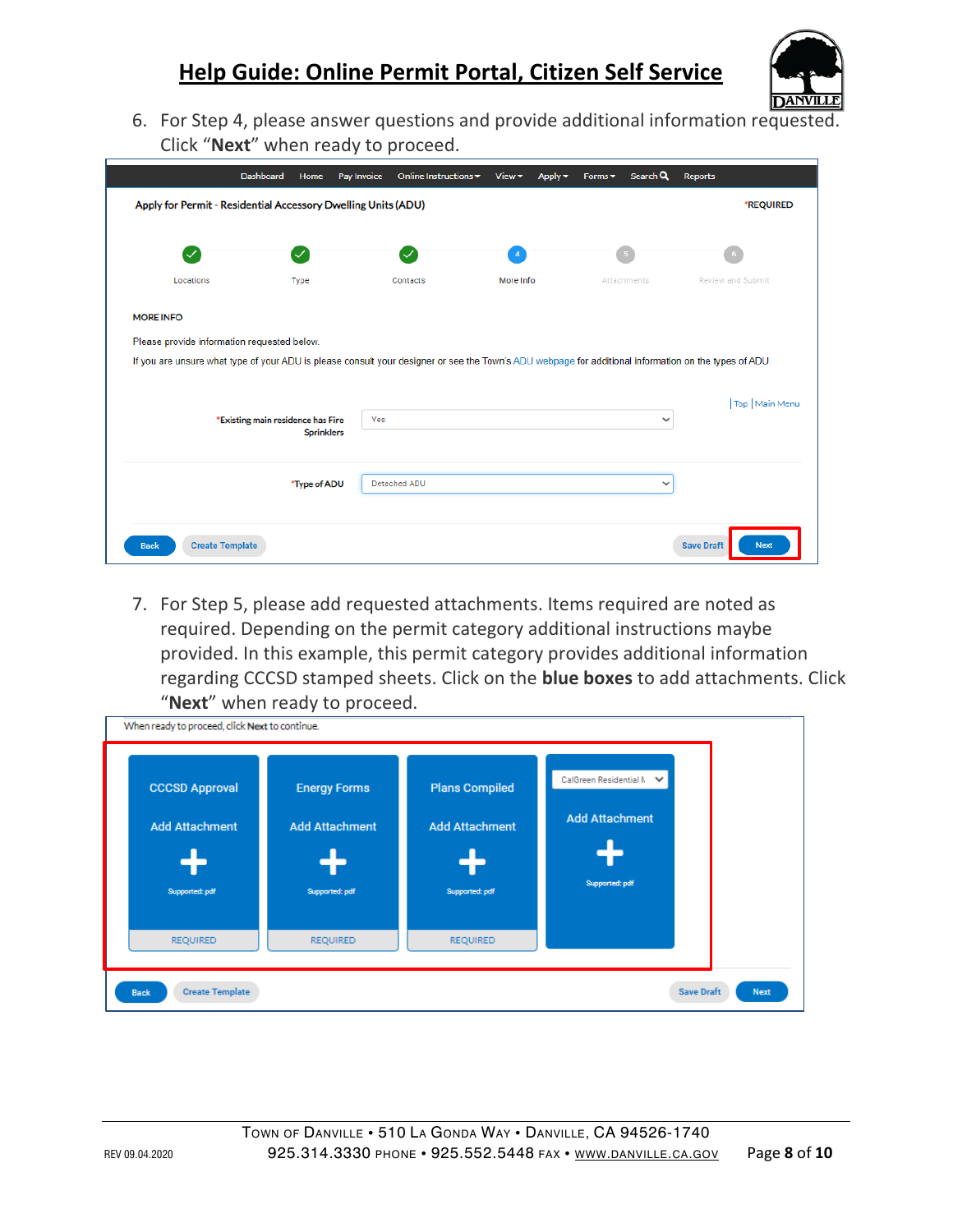6. For Step 4, please answer questions and provide additional information requested. Click "**Next**" when ready to proceed.

Dashboard | Home | Pay Invoice | Online Instructions | View | Apply | Forms | Search | Reports

Apply for Permit - Residential Accessory Dwelling Units (ADU) *REQUIRED

Locations | Type | Contacts | 4 More Info | 5 Attachments | 6 Review and Submit

MORE INFO

Please provide information requested below.

If you are unsure what type of your ADU is please consult your designer or see the Town's ADU webpage for additional information on the types of ADU

| Top | Main Menu

*Existing main residence has Fire Sprinklers: Yes

*Type of ADU: Detached ADU

Back | Create Template | Save Draft | Next

7. For Step 5, please add requested attachments. Items required are noted as required. Depending on the permit category additional instructions maybe provided. In this example, this permit category provides additional information regarding CCCSD stamped sheets. Click on the **blue boxes** to add attachments. Click "**Next**" when ready to proceed.

When ready to proceed, click Next to continue.

| CCCSD Approval | Energy Forms | Plans Compiled | CalGreen Residential |
|---|---|---|---|
| Add Attachment | Add Attachment | Add Attachment | Add Attachment |
| Supported: pdf | Supported: pdf | Supported: pdf | Supported: pdf |
| REQUIRED | REQUIRED | REQUIRED | |

Back | Create Template | Save Draft | Next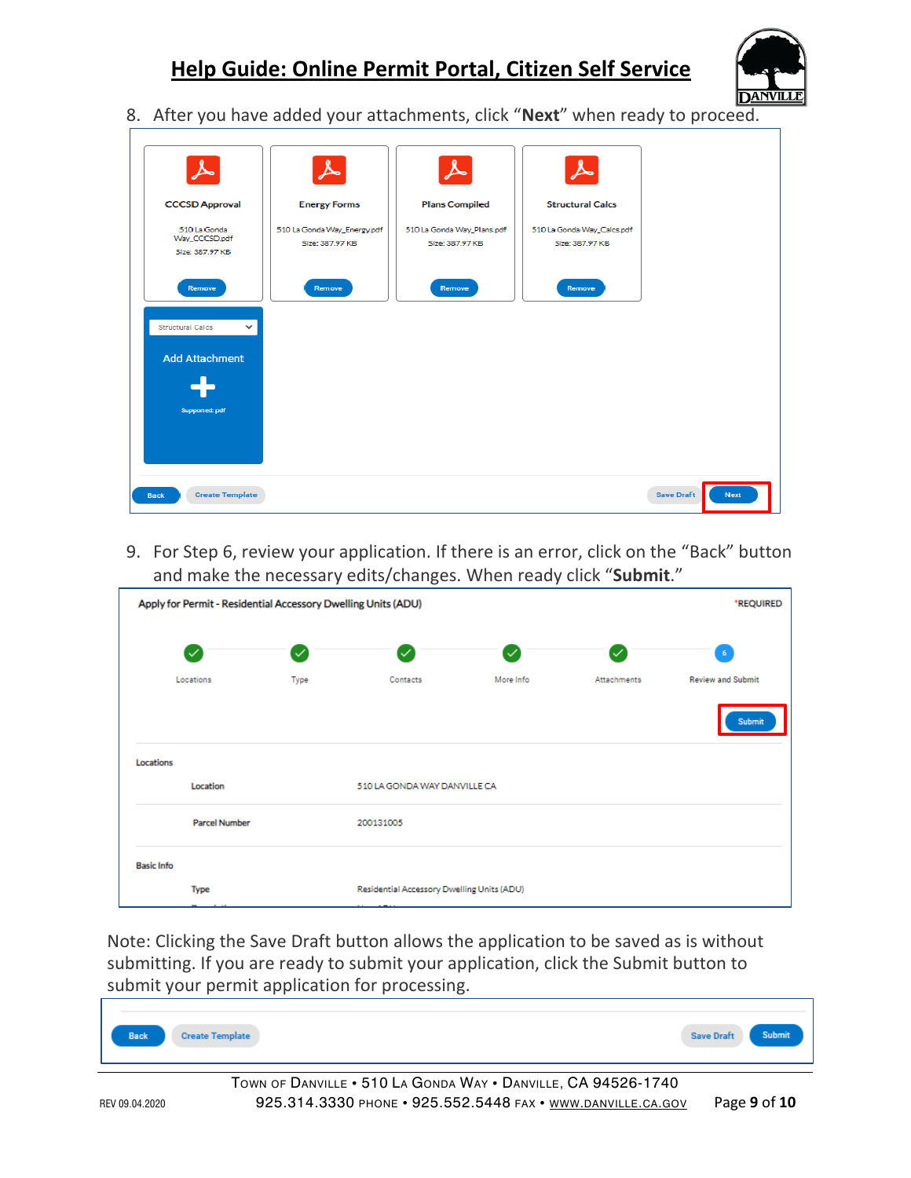8. After you have added your attachments, click "**Next**" when ready to proceed.

9. For Step 6, review your application. If there is an error, click on the "Back" button and make the necessary edits/changes. When ready click "**Submit**."

Note: Clicking the Save Draft button allows the application to be saved as is without submitting. If you are ready to submit your application, click the Submit button to submit your permit application for processing.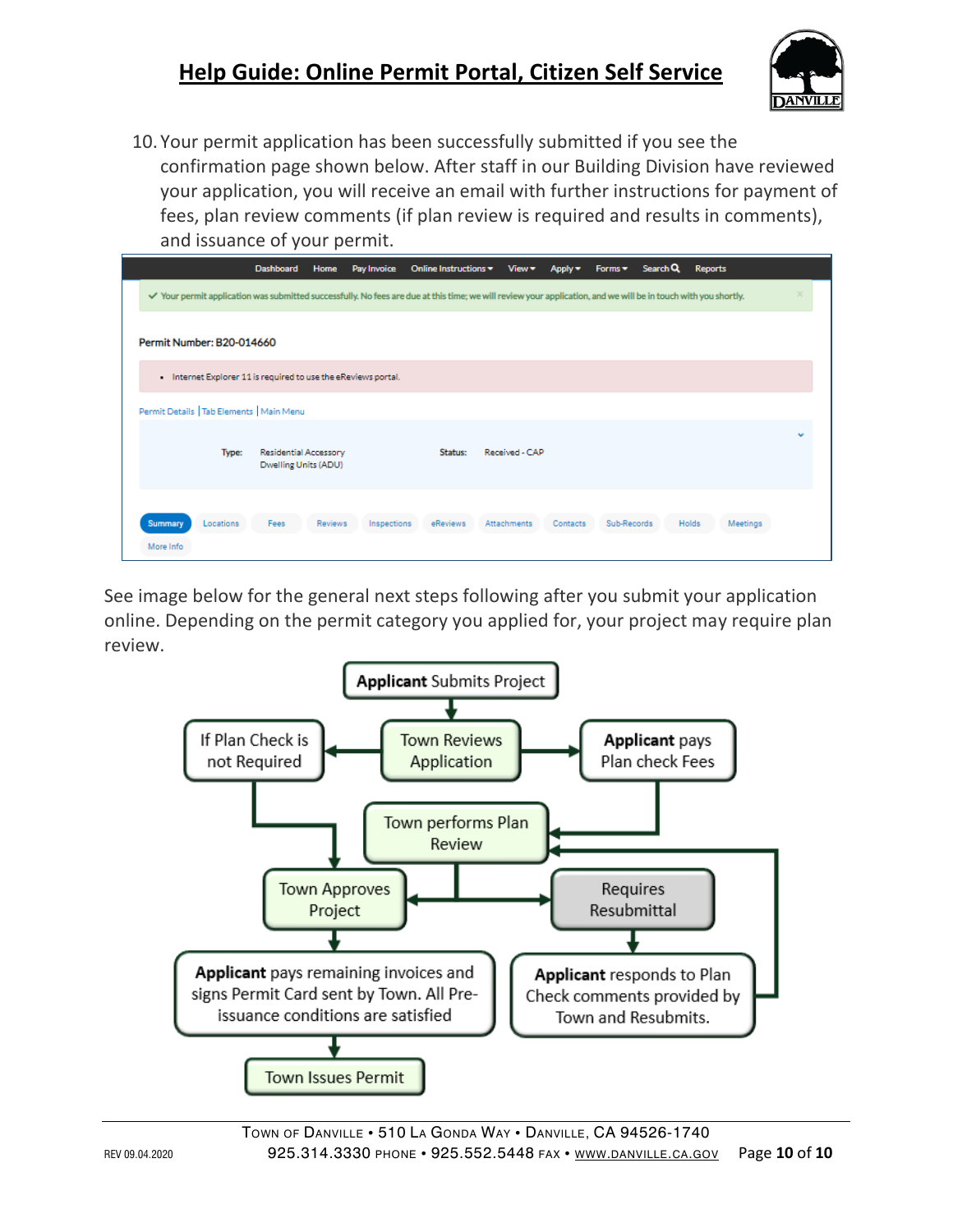10. Your permit application has been successfully submitted if you see the confirmation page shown below. After staff in our Building Division have reviewed your application, you will receive an email with further instructions for payment of fees, plan review comments (if plan review is required and results in comments), and issuance of your permit.

Dashboard Home Pay Invoice Online Instructions View Apply Forms Search Reports

✓ Your permit application was submitted successfully. No fees are due at this time; we will review your application, and we will be in touch with you shortly.

Permit Number: B20-014660

- Internet Explorer 11 is required to use the eReviews portal.

Permit Details | Tab Elements | Main Menu

Type: Residential Accessory Dwelling Units (ADU)

Status: Received - CAP

Summary Locations Fees Reviews Inspections eReviews Attachments Contacts Sub-Records Holds Meetings More Info

See image below for the general next steps following after you submit your application online. Depending on the permit category you applied for, your project may require plan review.

**Applicant** Submits Project

Town Reviews Application

If Plan Check is not Required

**Applicant** pays Plan check Fees

Town performs Plan Review

Town Approves Project

Requires Resubmittal

**Applicant** pays remaining invoices and signs Permit Card sent by Town. All Pre-issuance conditions are satisfied

**Applicant** responds to Plan Check comments provided by Town and Resubmits.

Town Issues Permit

Town of Danville • 510 La Gonda Way • Danville, CA 94526-1740

REV 09.04.2020 925.314.3330 phone • 925.552.5448 fax • www.danville.ca.gov